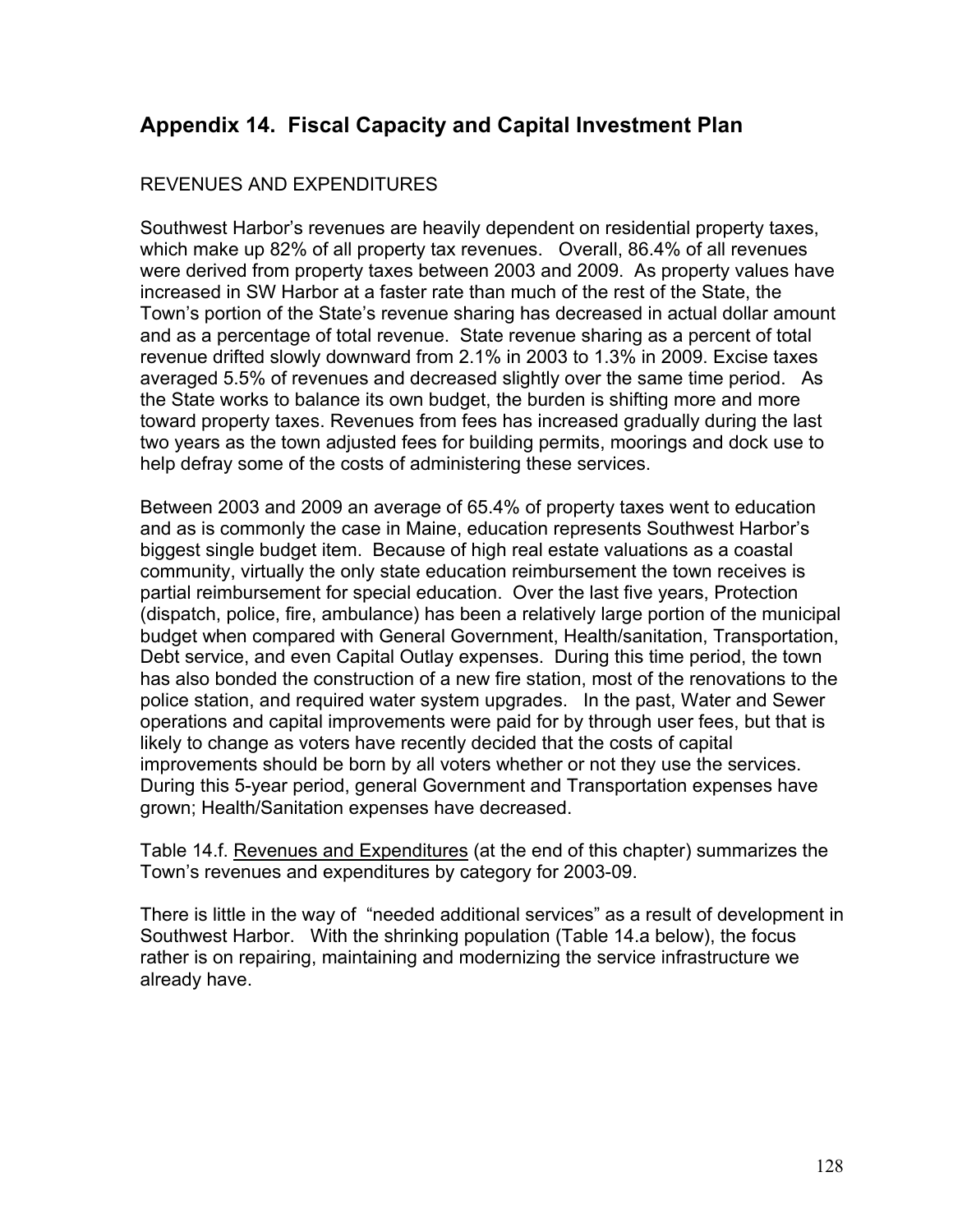# Appendix 14. Fiscal Capacity and Capital Investment Plan

REVENUES AND EXPENDITURES

Southwest Harbor's revenues are heavily dependent on residential property taxes, which make up 82% of all property tax revenues. Overall, 86.4% of all revenues were derived from property taxes between 2003 and 2009. As property values have increased in SW Harbor at a faster rate than much of the rest of the State, the Town's portion of the State's revenue sharing has decreased in actual dollar amount and as a percentage of total revenue. State revenue sharing as a percent of total revenue drifted slowly downward from 2.1% in 2003 to 1.3% in 2009. Excise taxes averaged 5.5% of revenues and decreased slightly over the same time period. As the State works to balance its own budget, the burden is shifting more and more toward property taxes. Revenues from fees has increased gradually during the last two years as the town adjusted fees for building permits, moorings and dock use to help defray some of the costs of administering these services.

Between 2003 and 2009 an average of 65.4% of property taxes went to education and as is commonly the case in Maine, education represents Southwest Harbor's biggest single budget item. Because of high real estate valuations as a coastal community, virtually the only state education reimbursement the town receives is partial reimbursement for special education. Over the last five years, Protection (dispatch, police, fire, ambulance) has been a relatively large portion of the municipal budget when compared with General Government, Health/sanitation, Transportation, Debt service, and even Capital Outlay expenses. During this time period, the town has also bonded the construction of a new fire station, most of the renovations to the police station, and required water system upgrades. In the past, Water and Sewer operations and capital improvements were paid for by through user fees, but that is likely to change as voters have recently decided that the costs of capital improvements should be born by all voters whether or not they use the services. During this 5-year period, general Government and Transportation expenses have grown; Health/Sanitation expenses have decreased.

Table 14.f. Revenues and Expenditures (at the end of this chapter) summarizes the Town's revenues and expenditures by category for 2003-09.

There is little in the way of "needed additional services" as a result of development in Southwest Harbor. With the shrinking population (Table 14.a below), the focus rather is on repairing, maintaining and modernizing the service infrastructure we already have.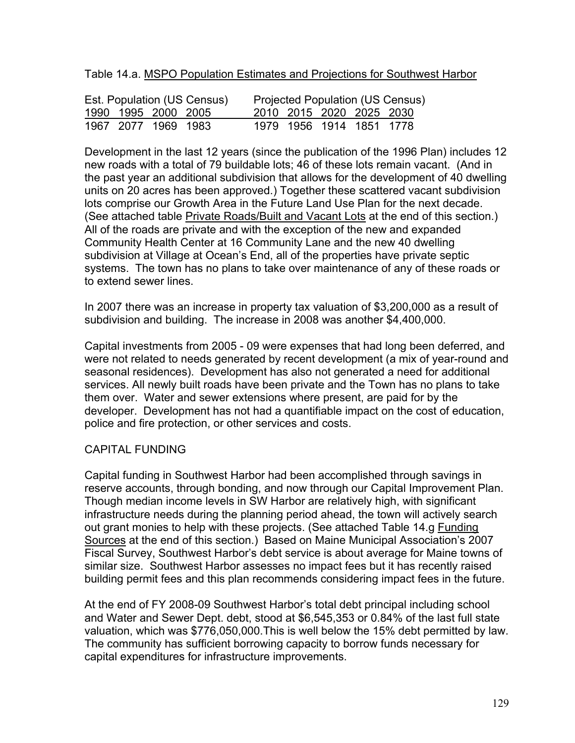Table 14.a. MSPO Population Estimates and Projections for Southwest Harbor

| Est. Population (US Census) | | | | Projected Population (US Census) | | | | |
|---|---|---|---|---|---|---|---|---|
| 1990 | 1995 | 2000 | 2005 | 2010 | 2015 | 2020 | 2025 | 2030 |
| 1967 | 2077 | 1969 | 1983 | 1979 | 1956 | 1914 | 1851 | 1778 |

Development in the last 12 years (since the publication of the 1996 Plan) includes 12 new roads with a total of 79 buildable lots; 46 of these lots remain vacant. (And in the past year an additional subdivision that allows for the development of 40 dwelling units on 20 acres has been approved.) Together these scattered vacant subdivision lots comprise our Growth Area in the Future Land Use Plan for the next decade. (See attached table Private Roads/Built and Vacant Lots at the end of this section.) All of the roads are private and with the exception of the new and expanded Community Health Center at 16 Community Lane and the new 40 dwelling subdivision at Village at Ocean's End, all of the properties have private septic systems. The town has no plans to take over maintenance of any of these roads or to extend sewer lines.

In 2007 there was an increase in property tax valuation of $3,200,000 as a result of subdivision and building. The increase in 2008 was another $4,400,000.

Capital investments from 2005 - 09 were expenses that had long been deferred, and were not related to needs generated by recent development (a mix of year-round and seasonal residences). Development has also not generated a need for additional services. All newly built roads have been private and the Town has no plans to take them over. Water and sewer extensions where present, are paid for by the developer. Development has not had a quantifiable impact on the cost of education, police and fire protection, or other services and costs.

## CAPITAL FUNDING

Capital funding in Southwest Harbor had been accomplished through savings in reserve accounts, through bonding, and now through our Capital Improvement Plan. Though median income levels in SW Harbor are relatively high, with significant infrastructure needs during the planning period ahead, the town will actively search out grant monies to help with these projects. (See attached Table 14.g Funding Sources at the end of this section.) Based on Maine Municipal Association's 2007 Fiscal Survey, Southwest Harbor's debt service is about average for Maine towns of similar size. Southwest Harbor assesses no impact fees but it has recently raised building permit fees and this plan recommends considering impact fees in the future.

At the end of FY 2008-09 Southwest Harbor's total debt principal including school and Water and Sewer Dept. debt, stood at $6,545,353 or 0.84% of the last full state valuation, which was $776,050,000.This is well below the 15% debt permitted by law. The community has sufficient borrowing capacity to borrow funds necessary for capital expenditures for infrastructure improvements.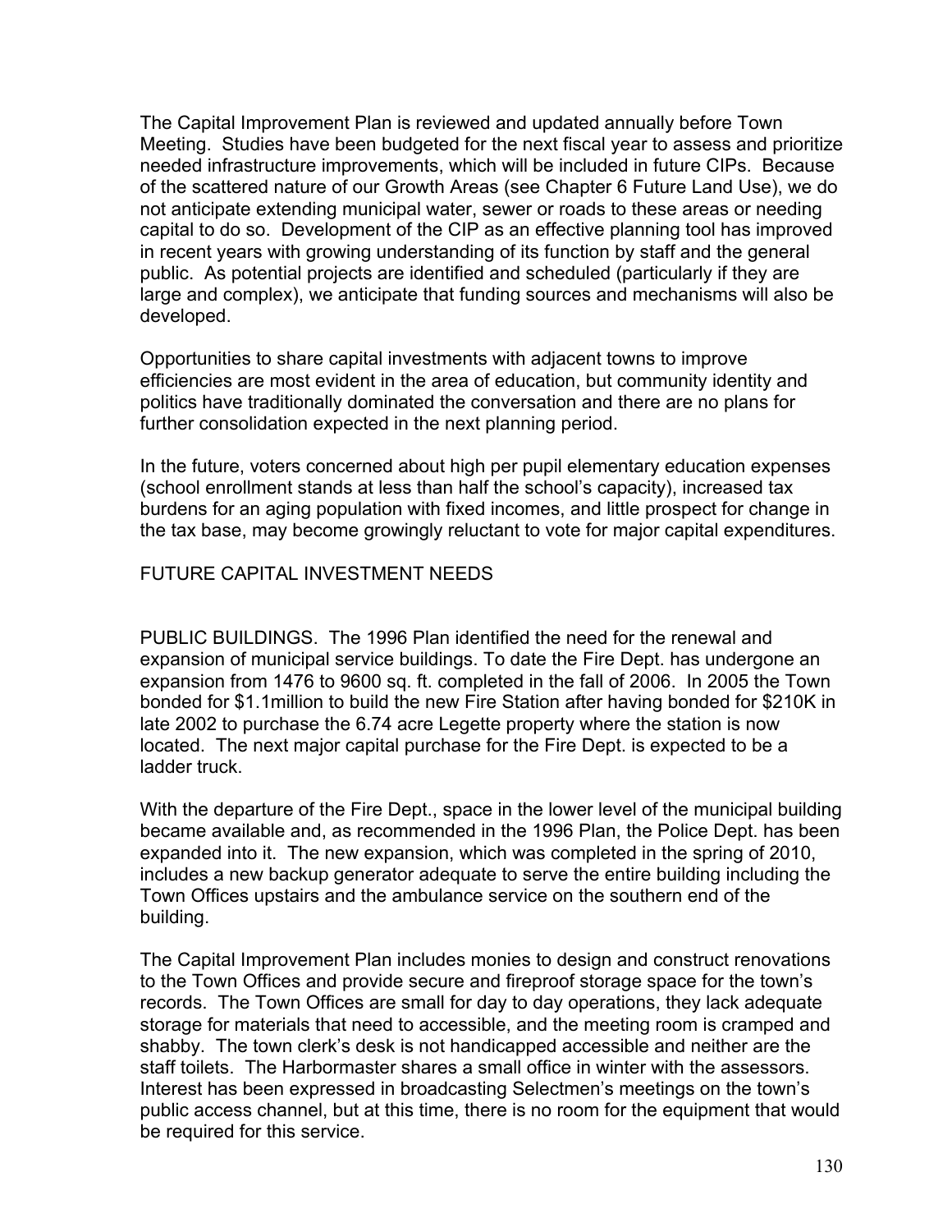The Capital Improvement Plan is reviewed and updated annually before Town Meeting. Studies have been budgeted for the next fiscal year to assess and prioritize needed infrastructure improvements, which will be included in future CIPs. Because of the scattered nature of our Growth Areas (see Chapter 6 Future Land Use), we do not anticipate extending municipal water, sewer or roads to these areas or needing capital to do so. Development of the CIP as an effective planning tool has improved in recent years with growing understanding of its function by staff and the general public. As potential projects are identified and scheduled (particularly if they are large and complex), we anticipate that funding sources and mechanisms will also be developed.

Opportunities to share capital investments with adjacent towns to improve efficiencies are most evident in the area of education, but community identity and politics have traditionally dominated the conversation and there are no plans for further consolidation expected in the next planning period.

In the future, voters concerned about high per pupil elementary education expenses (school enrollment stands at less than half the school's capacity), increased tax burdens for an aging population with fixed incomes, and little prospect for change in the tax base, may become growingly reluctant to vote for major capital expenditures.

## FUTURE CAPITAL INVESTMENT NEEDS

PUBLIC BUILDINGS. The 1996 Plan identified the need for the renewal and expansion of municipal service buildings. To date the Fire Dept. has undergone an expansion from 1476 to 9600 sq. ft. completed in the fall of 2006. In 2005 the Town bonded for $1.1million to build the new Fire Station after having bonded for $210K in late 2002 to purchase the 6.74 acre Legette property where the station is now located. The next major capital purchase for the Fire Dept. is expected to be a ladder truck.

With the departure of the Fire Dept., space in the lower level of the municipal building became available and, as recommended in the 1996 Plan, the Police Dept. has been expanded into it. The new expansion, which was completed in the spring of 2010, includes a new backup generator adequate to serve the entire building including the Town Offices upstairs and the ambulance service on the southern end of the building.

The Capital Improvement Plan includes monies to design and construct renovations to the Town Offices and provide secure and fireproof storage space for the town's records. The Town Offices are small for day to day operations, they lack adequate storage for materials that need to accessible, and the meeting room is cramped and shabby. The town clerk's desk is not handicapped accessible and neither are the staff toilets. The Harbormaster shares a small office in winter with the assessors. Interest has been expressed in broadcasting Selectmen's meetings on the town's public access channel, but at this time, there is no room for the equipment that would be required for this service.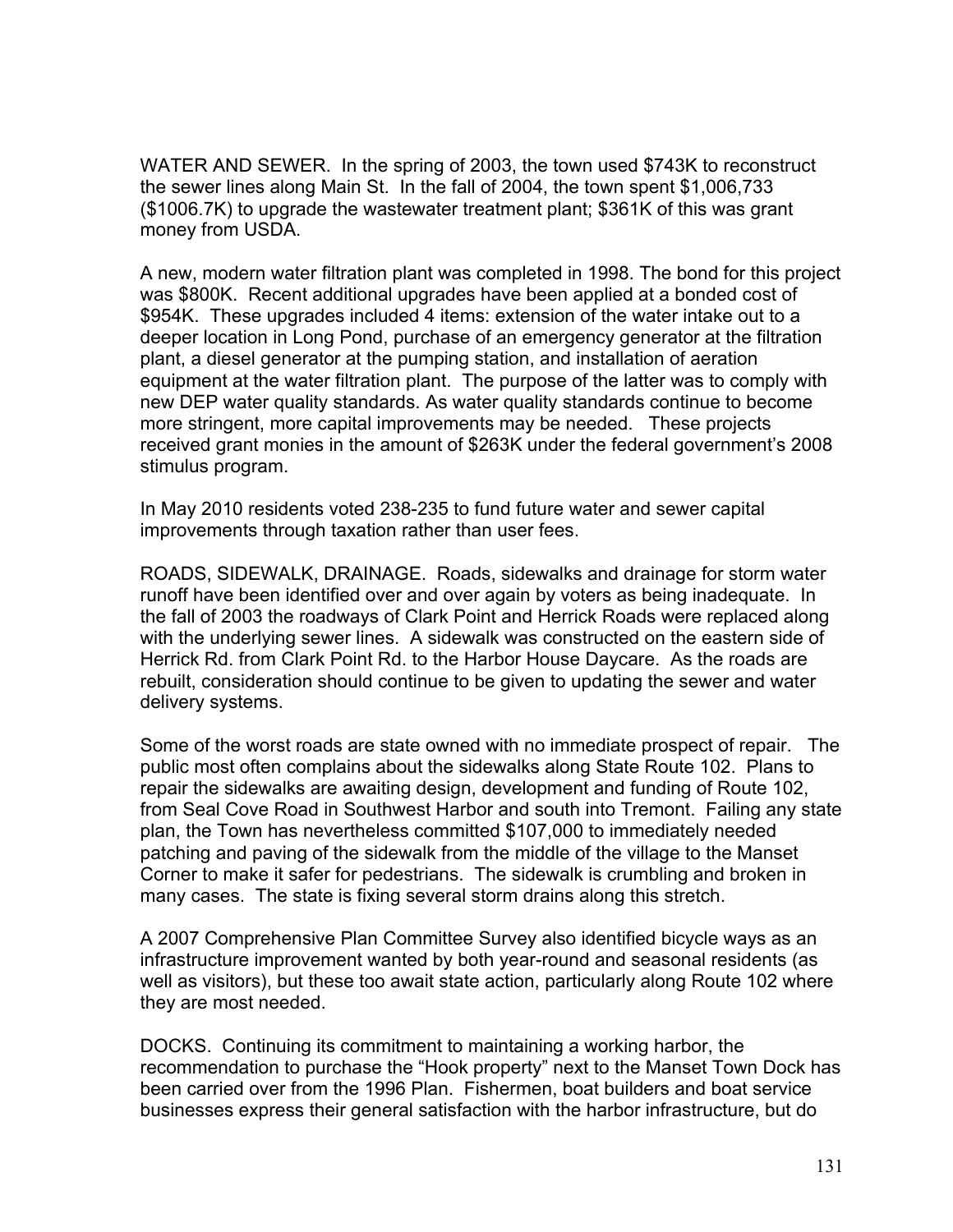WATER AND SEWER. In the spring of 2003, the town used $743K to reconstruct the sewer lines along Main St. In the fall of 2004, the town spent $1,006,733 ($1006.7K) to upgrade the wastewater treatment plant; $361K of this was grant money from USDA.

A new, modern water filtration plant was completed in 1998. The bond for this project was $800K. Recent additional upgrades have been applied at a bonded cost of $954K. These upgrades included 4 items: extension of the water intake out to a deeper location in Long Pond, purchase of an emergency generator at the filtration plant, a diesel generator at the pumping station, and installation of aeration equipment at the water filtration plant. The purpose of the latter was to comply with new DEP water quality standards. As water quality standards continue to become more stringent, more capital improvements may be needed. These projects received grant monies in the amount of $263K under the federal government's 2008 stimulus program.

In May 2010 residents voted 238-235 to fund future water and sewer capital improvements through taxation rather than user fees.

ROADS, SIDEWALK, DRAINAGE. Roads, sidewalks and drainage for storm water runoff have been identified over and over again by voters as being inadequate. In the fall of 2003 the roadways of Clark Point and Herrick Roads were replaced along with the underlying sewer lines. A sidewalk was constructed on the eastern side of Herrick Rd. from Clark Point Rd. to the Harbor House Daycare. As the roads are rebuilt, consideration should continue to be given to updating the sewer and water delivery systems.

Some of the worst roads are state owned with no immediate prospect of repair. The public most often complains about the sidewalks along State Route 102. Plans to repair the sidewalks are awaiting design, development and funding of Route 102, from Seal Cove Road in Southwest Harbor and south into Tremont. Failing any state plan, the Town has nevertheless committed $107,000 to immediately needed patching and paving of the sidewalk from the middle of the village to the Manset Corner to make it safer for pedestrians. The sidewalk is crumbling and broken in many cases. The state is fixing several storm drains along this stretch.

A 2007 Comprehensive Plan Committee Survey also identified bicycle ways as an infrastructure improvement wanted by both year-round and seasonal residents (as well as visitors), but these too await state action, particularly along Route 102 where they are most needed.

DOCKS. Continuing its commitment to maintaining a working harbor, the recommendation to purchase the "Hook property" next to the Manset Town Dock has been carried over from the 1996 Plan. Fishermen, boat builders and boat service businesses express their general satisfaction with the harbor infrastructure, but do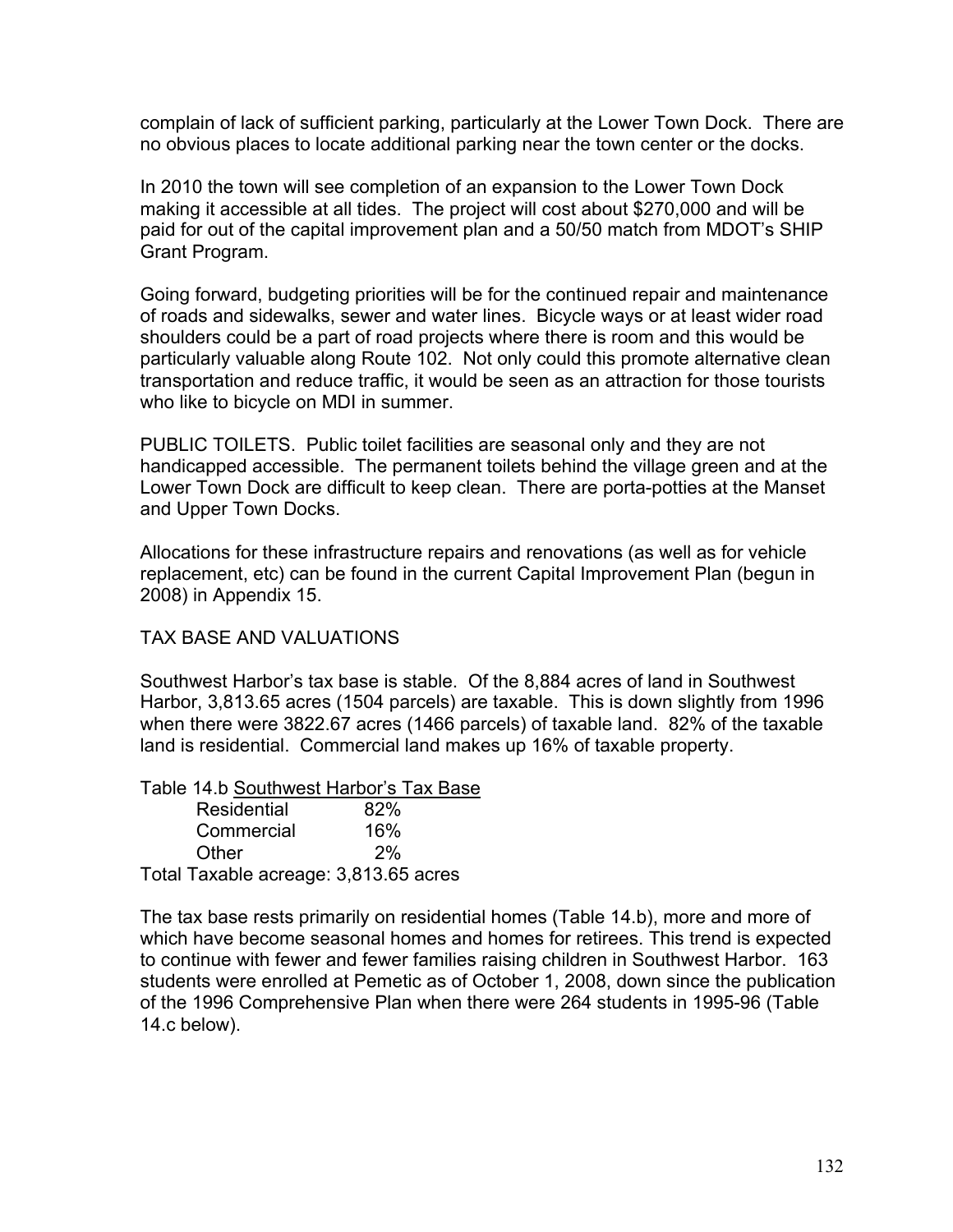complain of lack of sufficient parking, particularly at the Lower Town Dock. There are no obvious places to locate additional parking near the town center or the docks.

In 2010 the town will see completion of an expansion to the Lower Town Dock making it accessible at all tides. The project will cost about $270,000 and will be paid for out of the capital improvement plan and a 50/50 match from MDOT's SHIP Grant Program.

Going forward, budgeting priorities will be for the continued repair and maintenance of roads and sidewalks, sewer and water lines. Bicycle ways or at least wider road shoulders could be a part of road projects where there is room and this would be particularly valuable along Route 102. Not only could this promote alternative clean transportation and reduce traffic, it would be seen as an attraction for those tourists who like to bicycle on MDI in summer.

PUBLIC TOILETS. Public toilet facilities are seasonal only and they are not handicapped accessible. The permanent toilets behind the village green and at the Lower Town Dock are difficult to keep clean. There are porta-potties at the Manset and Upper Town Docks.

Allocations for these infrastructure repairs and renovations (as well as for vehicle replacement, etc) can be found in the current Capital Improvement Plan (begun in 2008) in Appendix 15.

TAX BASE AND VALUATIONS

Southwest Harbor's tax base is stable. Of the 8,884 acres of land in Southwest Harbor, 3,813.65 acres (1504 parcels) are taxable. This is down slightly from 1996 when there were 3822.67 acres (1466 parcels) of taxable land. 82% of the taxable land is residential. Commercial land makes up 16% of taxable property.

Table 14.b Southwest Harbor's Tax Base

| | |
|---|---|
| Residential | 82% |
| Commercial | 16% |
| Other | 2% |

Total Taxable acreage: 3,813.65 acres

The tax base rests primarily on residential homes (Table 14.b), more and more of which have become seasonal homes and homes for retirees. This trend is expected to continue with fewer and fewer families raising children in Southwest Harbor. 163 students were enrolled at Pemetic as of October 1, 2008, down since the publication of the 1996 Comprehensive Plan when there were 264 students in 1995-96 (Table 14.c below).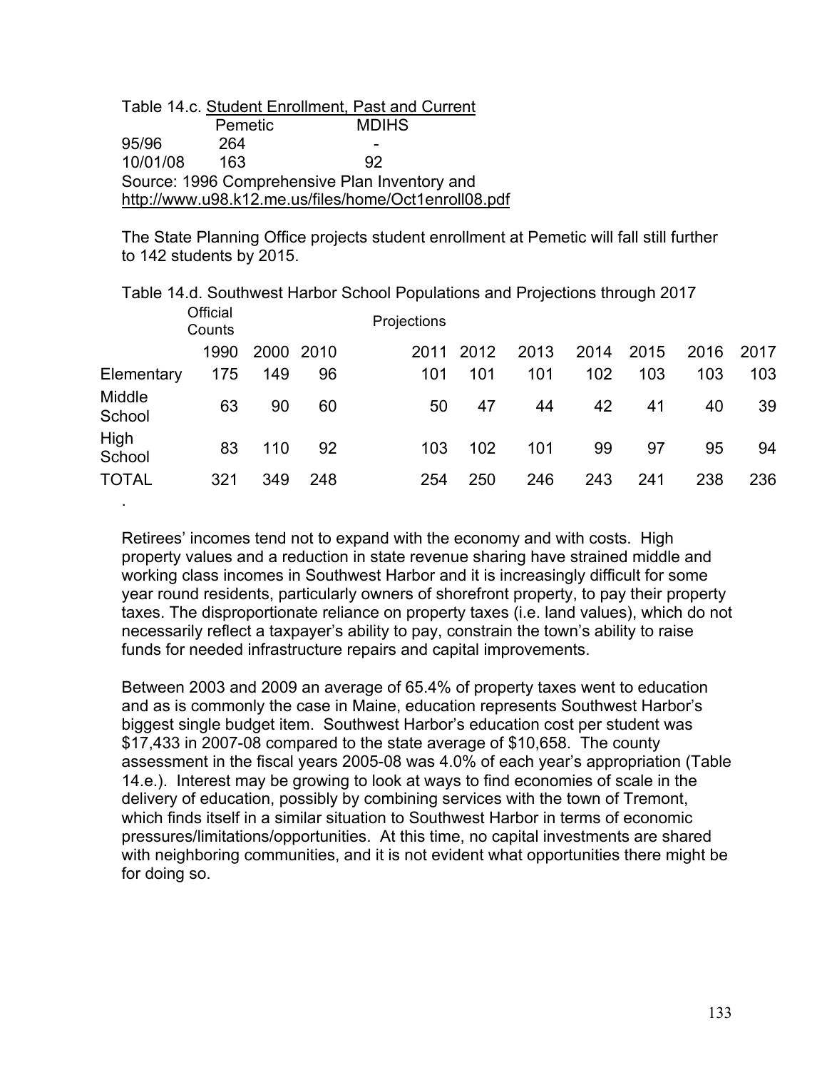Table 14.c. Student Enrollment, Past and Current

| | Pemetic | MDIHS |
|---|---|---|
| 95/96 | 264 | - |
| 10/01/08 | 163 | 92 |

Source: 1996 Comprehensive Plan Inventory and http://www.u98.k12.me.us/files/home/Oct1enroll08.pdf

The State Planning Office projects student enrollment at Pemetic will fall still further to 142 students by 2015.

Table 14.d. Southwest Harbor School Populations and Projections through 2017

| | Official Counts | | | Projections | | | | | | |
|---|---|---|---|---|---|---|---|---|---|---|
| | 1990 | 2000 | 2010 | 2011 | 2012 | 2013 | 2014 | 2015 | 2016 | 2017 |
| Elementary | 175 | 149 | 96 | 101 | 101 | 101 | 102 | 103 | 103 | 103 |
| Middle School | 63 | 90 | 60 | 50 | 47 | 44 | 42 | 41 | 40 | 39 |
| High School | 83 | 110 | 92 | 103 | 102 | 101 | 99 | 97 | 95 | 94 |
| TOTAL | 321 | 349 | 248 | 254 | 250 | 246 | 243 | 241 | 238 | 236 |

Retirees' incomes tend not to expand with the economy and with costs. High property values and a reduction in state revenue sharing have strained middle and working class incomes in Southwest Harbor and it is increasingly difficult for some year round residents, particularly owners of shorefront property, to pay their property taxes. The disproportionate reliance on property taxes (i.e. land values), which do not necessarily reflect a taxpayer's ability to pay, constrain the town's ability to raise funds for needed infrastructure repairs and capital improvements.

Between 2003 and 2009 an average of 65.4% of property taxes went to education and as is commonly the case in Maine, education represents Southwest Harbor's biggest single budget item. Southwest Harbor's education cost per student was $17,433 in 2007-08 compared to the state average of $10,658. The county assessment in the fiscal years 2005-08 was 4.0% of each year's appropriation (Table 14.e.). Interest may be growing to look at ways to find economies of scale in the delivery of education, possibly by combining services with the town of Tremont, which finds itself in a similar situation to Southwest Harbor in terms of economic pressures/limitations/opportunities. At this time, no capital investments are shared with neighboring communities, and it is not evident what opportunities there might be for doing so.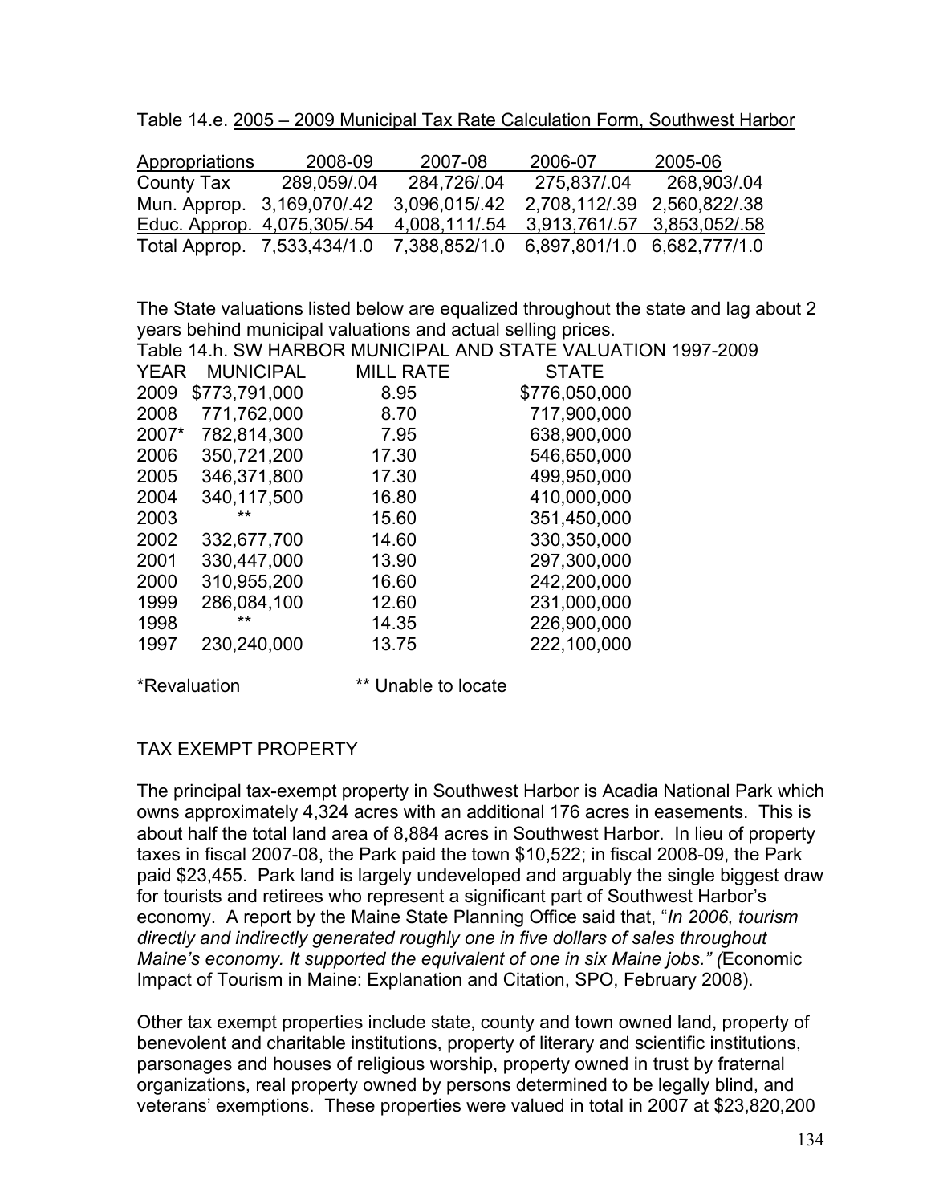Table 14.e. 2005 – 2009 Municipal Tax Rate Calculation Form, Southwest Harbor

| Appropriations | 2008-09 | 2007-08 | 2006-07 | 2005-06 |
|---|---|---|---|---|
| County Tax | 289,059/.04 | 284,726/.04 | 275,837/.04 | 268,903/.04 |
| Mun. Approp. | 3,169,070/.42 | 3,096,015/.42 | 2,708,112/.39 | 2,560,822/.38 |
| Educ. Approp. | 4,075,305/.54 | 4,008,111/.54 | 3,913,761/.57 | 3,853,052/.58 |
| Total Approp. | 7,533,434/1.0 | 7,388,852/1.0 | 6,897,801/1.0 | 6,682,777/1.0 |

The State valuations listed below are equalized throughout the state and lag about 2 years behind municipal valuations and actual selling prices.

Table 14.h. SW HARBOR MUNICIPAL AND STATE VALUATION 1997-2009

| YEAR | MUNICIPAL | MILL RATE | STATE |
|---|---|---|---|
| 2009 | $773,791,000 | 8.95 | $776,050,000 |
| 2008 | 771,762,000 | 8.70 | 717,900,000 |
| 2007* | 782,814,300 | 7.95 | 638,900,000 |
| 2006 | 350,721,200 | 17.30 | 546,650,000 |
| 2005 | 346,371,800 | 17.30 | 499,950,000 |
| 2004 | 340,117,500 | 16.80 | 410,000,000 |
| 2003 | ** | 15.60 | 351,450,000 |
| 2002 | 332,677,700 | 14.60 | 330,350,000 |
| 2001 | 330,447,000 | 13.90 | 297,300,000 |
| 2000 | 310,955,200 | 16.60 | 242,200,000 |
| 1999 | 286,084,100 | 12.60 | 231,000,000 |
| 1998 | ** | 14.35 | 226,900,000 |
| 1997 | 230,240,000 | 13.75 | 222,100,000 |

*Revaluation ** Unable to locate

## TAX EXEMPT PROPERTY

The principal tax-exempt property in Southwest Harbor is Acadia National Park which owns approximately 4,324 acres with an additional 176 acres in easements. This is about half the total land area of 8,884 acres in Southwest Harbor. In lieu of property taxes in fiscal 2007-08, the Park paid the town $10,522; in fiscal 2008-09, the Park paid $23,455. Park land is largely undeveloped and arguably the single biggest draw for tourists and retirees who represent a significant part of Southwest Harbor's economy. A report by the Maine State Planning Office said that, "*In 2006, tourism directly and indirectly generated roughly one in five dollars of sales throughout Maine's economy. It supported the equivalent of one in six Maine jobs." (*Economic Impact of Tourism in Maine: Explanation and Citation, SPO, February 2008).

Other tax exempt properties include state, county and town owned land, property of benevolent and charitable institutions, property of literary and scientific institutions, parsonages and houses of religious worship, property owned in trust by fraternal organizations, real property owned by persons determined to be legally blind, and veterans' exemptions. These properties were valued in total in 2007 at $23,820,200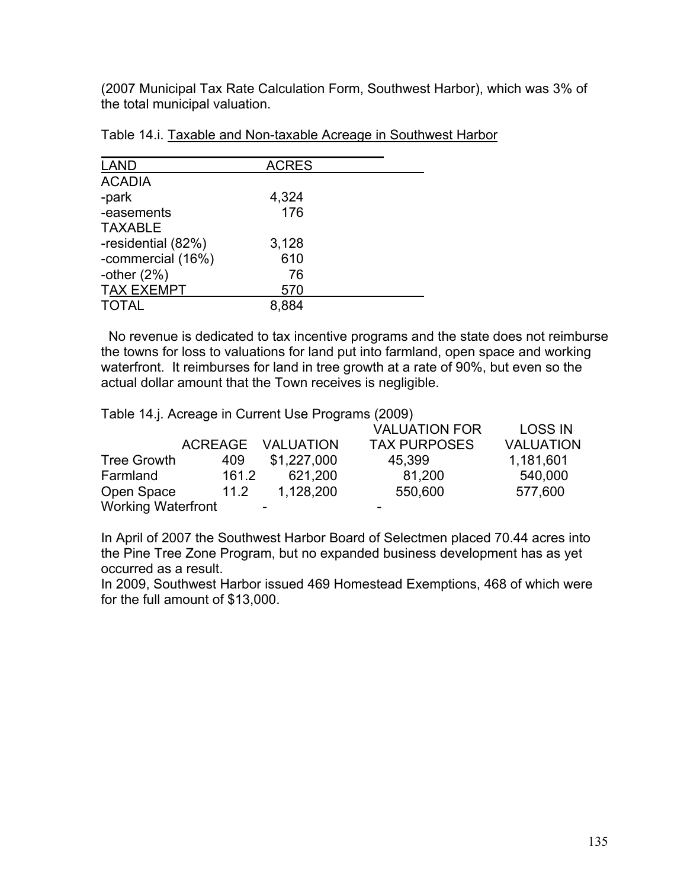(2007 Municipal Tax Rate Calculation Form, Southwest Harbor), which was 3% of the total municipal valuation.

Table 14.i. Taxable and Non-taxable Acreage in Southwest Harbor

| LAND | ACRES |
|---|---|
| ACADIA | |
| -park | 4,324 |
| -easements | 176 |
| TAXABLE | |
| -residential (82%) | 3,128 |
| -commercial (16%) | 610 |
| -other (2%) | 76 |
| TAX EXEMPT | 570 |
| TOTAL | 8,884 |

No revenue is dedicated to tax incentive programs and the state does not reimburse the towns for loss to valuations for land put into farmland, open space and working waterfront. It reimburses for land in tree growth at a rate of 90%, but even so the actual dollar amount that the Town receives is negligible.

Table 14.j. Acreage in Current Use Programs (2009)

| | ACREAGE | VALUATION | VALUATION FOR TAX PURPOSES | LOSS IN VALUATION |
|---|---|---|---|---|
| Tree Growth | 409 | $1,227,000 | 45,399 | 1,181,601 |
| Farmland | 161.2 | 621,200 | 81,200 | 540,000 |
| Open Space | 11.2 | 1,128,200 | 550,600 | 577,600 |
| Working Waterfront | | - | - | |

In April of 2007 the Southwest Harbor Board of Selectmen placed 70.44 acres into the Pine Tree Zone Program, but no expanded business development has as yet occurred as a result.

In 2009, Southwest Harbor issued 469 Homestead Exemptions, 468 of which were for the full amount of $13,000.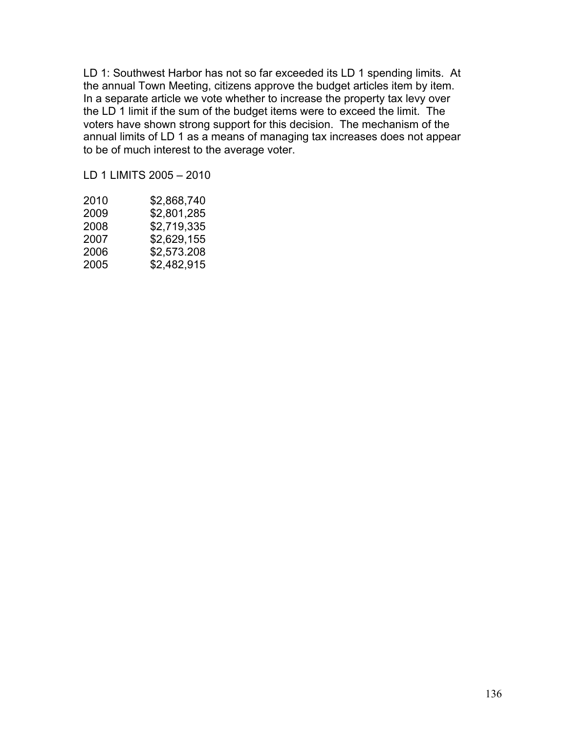LD 1: Southwest Harbor has not so far exceeded its LD 1 spending limits. At the annual Town Meeting, citizens approve the budget articles item by item. In a separate article we vote whether to increase the property tax levy over the LD 1 limit if the sum of the budget items were to exceed the limit. The voters have shown strong support for this decision. The mechanism of the annual limits of LD 1 as a means of managing tax increases does not appear to be of much interest to the average voter.

LD 1 LIMITS 2005 – 2010

| | |
|---|---|
| 2010 | $2,868,740 |
| 2009 | $2,801,285 |
| 2008 | $2,719,335 |
| 2007 | $2,629,155 |
| 2006 | $2,573.208 |
| 2005 | $2,482,915 |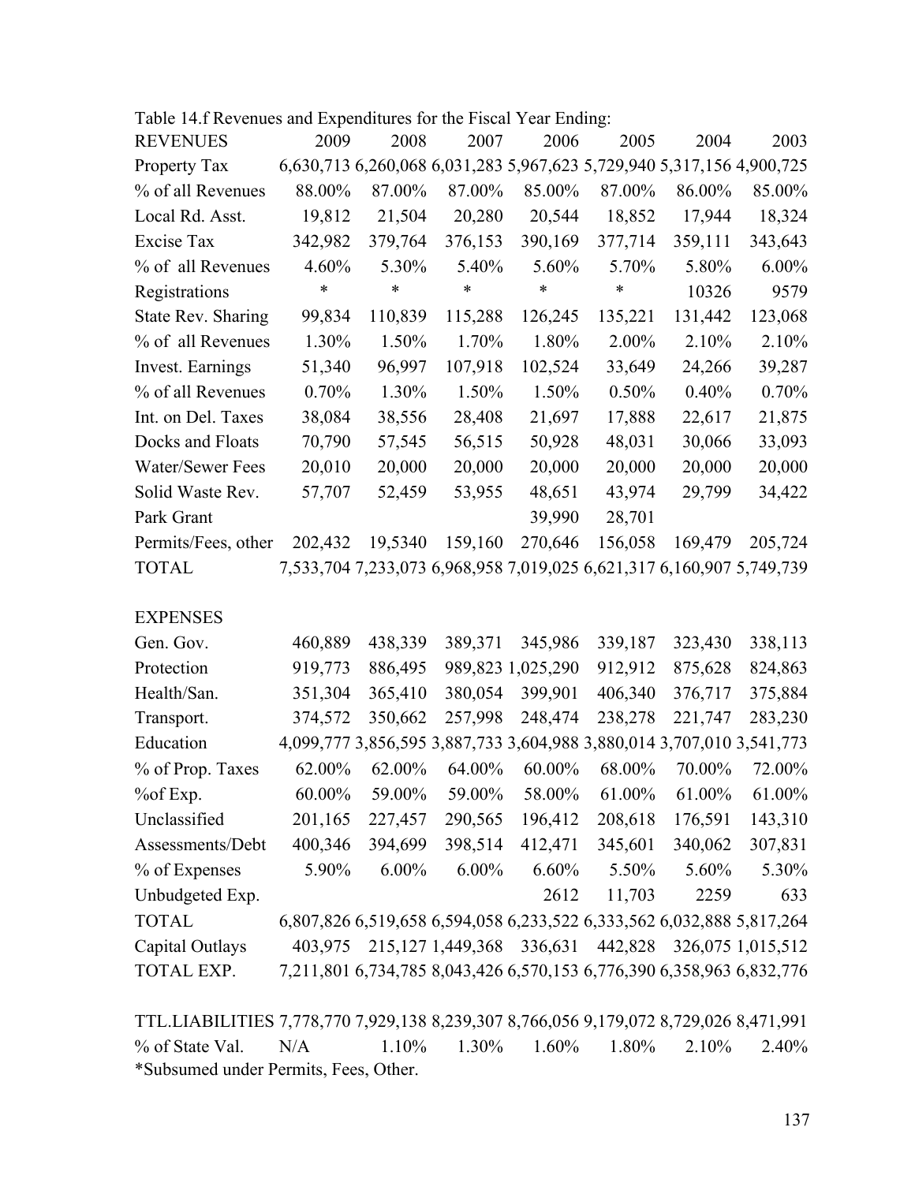Table 14.f Revenues and Expenditures for the Fiscal Year Ending:

| REVENUES | 2009 | 2008 | 2007 | 2006 | 2005 | 2004 | 2003 |
|---|---|---|---|---|---|---|---|
| Property Tax | 6,630,713 | 6,260,068 | 6,031,283 | 5,967,623 | 5,729,940 | 5,317,156 | 4,900,725 |
| % of all Revenues | 88.00% | 87.00% | 87.00% | 85.00% | 87.00% | 86.00% | 85.00% |
| Local Rd. Asst. | 19,812 | 21,504 | 20,280 | 20,544 | 18,852 | 17,944 | 18,324 |
| Excise Tax | 342,982 | 379,764 | 376,153 | 390,169 | 377,714 | 359,111 | 343,643 |
| % of all Revenues | 4.60% | 5.30% | 5.40% | 5.60% | 5.70% | 5.80% | 6.00% |
| Registrations | * | * | * | * | * | 10326 | 9579 |
| State Rev. Sharing | 99,834 | 110,839 | 115,288 | 126,245 | 135,221 | 131,442 | 123,068 |
| % of all Revenues | 1.30% | 1.50% | 1.70% | 1.80% | 2.00% | 2.10% | 2.10% |
| Invest. Earnings | 51,340 | 96,997 | 107,918 | 102,524 | 33,649 | 24,266 | 39,287 |
| % of all Revenues | 0.70% | 1.30% | 1.50% | 1.50% | 0.50% | 0.40% | 0.70% |
| Int. on Del. Taxes | 38,084 | 38,556 | 28,408 | 21,697 | 17,888 | 22,617 | 21,875 |
| Docks and Floats | 70,790 | 57,545 | 56,515 | 50,928 | 48,031 | 30,066 | 33,093 |
| Water/Sewer Fees | 20,010 | 20,000 | 20,000 | 20,000 | 20,000 | 20,000 | 20,000 |
| Solid Waste Rev. | 57,707 | 52,459 | 53,955 | 48,651 | 43,974 | 29,799 | 34,422 |
| Park Grant | | | | 39,990 | 28,701 | | |
| Permits/Fees, other | 202,432 | 19,5340 | 159,160 | 270,646 | 156,058 | 169,479 | 205,724 |
| TOTAL | 7,533,704 | 7,233,073 | 6,968,958 | 7,019,025 | 6,621,317 | 6,160,907 | 5,749,739 |
| | | | | | | | |
| EXPENSES | | | | | | | |
| Gen. Gov. | 460,889 | 438,339 | 389,371 | 345,986 | 339,187 | 323,430 | 338,113 |
| Protection | 919,773 | 886,495 | 989,823 | 1,025,290 | 912,912 | 875,628 | 824,863 |
| Health/San. | 351,304 | 365,410 | 380,054 | 399,901 | 406,340 | 376,717 | 375,884 |
| Transport. | 374,572 | 350,662 | 257,998 | 248,474 | 238,278 | 221,747 | 283,230 |
| Education | 4,099,777 | 3,856,595 | 3,887,733 | 3,604,988 | 3,880,014 | 3,707,010 | 3,541,773 |
| % of Prop. Taxes | 62.00% | 62.00% | 64.00% | 60.00% | 68.00% | 70.00% | 72.00% |
| %of Exp. | 60.00% | 59.00% | 59.00% | 58.00% | 61.00% | 61.00% | 61.00% |
| Unclassified | 201,165 | 227,457 | 290,565 | 196,412 | 208,618 | 176,591 | 143,310 |
| Assessments/Debt | 400,346 | 394,699 | 398,514 | 412,471 | 345,601 | 340,062 | 307,831 |
| % of Expenses | 5.90% | 6.00% | 6.00% | 6.60% | 5.50% | 5.60% | 5.30% |
| Unbudgeted Exp. | | | | 2612 | 11,703 | 2259 | 633 |
| TOTAL | 6,807,826 | 6,519,658 | 6,594,058 | 6,233,522 | 6,333,562 | 6,032,888 | 5,817,264 |
| Capital Outlays | 403,975 | 215,127 | 1,449,368 | 336,631 | 442,828 | 326,075 | 1,015,512 |
| TOTAL EXP. | 7,211,801 | 6,734,785 | 8,043,426 | 6,570,153 | 6,776,390 | 6,358,963 | 6,832,776 |
| | | | | | | | |
| TTL.LIABILITIES | 7,778,770 | 7,929,138 | 8,239,307 | 8,766,056 | 9,179,072 | 8,729,026 | 8,471,991 |
| % of State Val. | N/A | 1.10% | 1.30% | 1.60% | 1.80% | 2.10% | 2.40% |

*Subsumed under Permits, Fees, Other.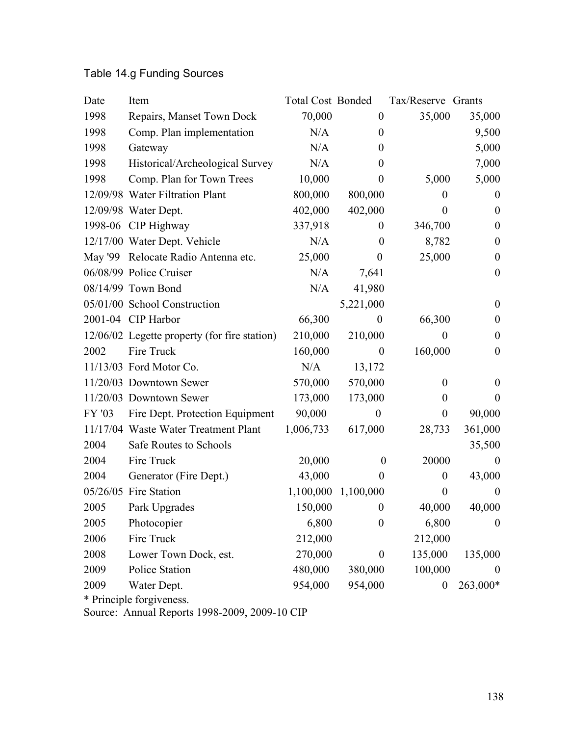Table 14.g Funding Sources

| Date | Item | Total Cost | Bonded | Tax/Reserve | Grants |
|---|---|---|---|---|---|
| 1998 | Repairs, Manset Town Dock | 70,000 | 0 | 35,000 | 35,000 |
| 1998 | Comp. Plan implementation | N/A | 0 | | 9,500 |
| 1998 | Gateway | N/A | 0 | | 5,000 |
| 1998 | Historical/Archeological Survey | N/A | 0 | | 7,000 |
| 1998 | Comp. Plan for Town Trees | 10,000 | 0 | 5,000 | 5,000 |
| 12/09/98 | Water Filtration Plant | 800,000 | 800,000 | 0 | 0 |
| 12/09/98 | Water Dept. | 402,000 | 402,000 | 0 | 0 |
| 1998-06 | CIP Highway | 337,918 | 0 | 346,700 | 0 |
| 12/17/00 | Water Dept. Vehicle | N/A | 0 | 8,782 | 0 |
| May '99 | Relocate Radio Antenna etc. | 25,000 | 0 | 25,000 | 0 |
| 06/08/99 | Police Cruiser | N/A | 7,641 | | 0 |
| 08/14/99 | Town Bond | N/A | 41,980 | | |
| 05/01/00 | School Construction | | 5,221,000 | | 0 |
| 2001-04 | CIP Harbor | 66,300 | 0 | 66,300 | 0 |
| 12/06/02 | Legette property (for fire station) | 210,000 | 210,000 | 0 | 0 |
| 2002 | Fire Truck | 160,000 | 0 | 160,000 | 0 |
| 11/13/03 | Ford Motor Co. | N/A | 13,172 | | |
| 11/20/03 | Downtown Sewer | 570,000 | 570,000 | 0 | 0 |
| 11/20/03 | Downtown Sewer | 173,000 | 173,000 | 0 | 0 |
| FY '03 | Fire Dept. Protection Equipment | 90,000 | 0 | 0 | 90,000 |
| 11/17/04 | Waste Water Treatment Plant | 1,006,733 | 617,000 | 28,733 | 361,000 |
| 2004 | Safe Routes to Schools | | | | 35,500 |
| 2004 | Fire Truck | 20,000 | 0 | 20000 | 0 |
| 2004 | Generator (Fire Dept.) | 43,000 | 0 | 0 | 43,000 |
| 05/26/05 | Fire Station | 1,100,000 | 1,100,000 | 0 | 0 |
| 2005 | Park Upgrades | 150,000 | 0 | 40,000 | 40,000 |
| 2005 | Photocopier | 6,800 | 0 | 6,800 | 0 |
| 2006 | Fire Truck | 212,000 | | 212,000 | |
| 2008 | Lower Town Dock, est. | 270,000 | 0 | 135,000 | 135,000 |
| 2009 | Police Station | 480,000 | 380,000 | 100,000 | 0 |
| 2009 | Water Dept. | 954,000 | 954,000 | 0 | 263,000* |

* Principle forgiveness.

Source: Annual Reports 1998-2009, 2009-10 CIP